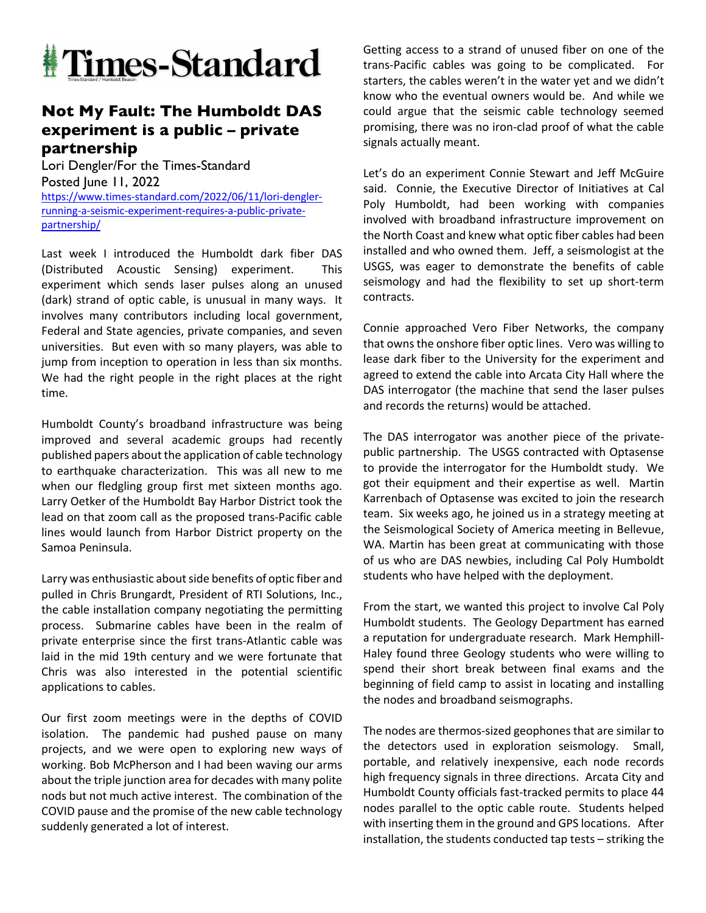# Times-Standard

## Not My Fault: The Humboldt DAS experiment is a public – private partnership

Lori Dengler/For the Times-Standard
Posted June 11, 2022
https://www.times-standard.com/2022/06/11/lori-dengler-running-a-seismic-experiment-requires-a-public-private-partnership/

Last week I introduced the Humboldt dark fiber DAS (Distributed Acoustic Sensing) experiment. This experiment which sends laser pulses along an unused (dark) strand of optic cable, is unusual in many ways. It involves many contributors including local government, Federal and State agencies, private companies, and seven universities. But even with so many players, was able to jump from inception to operation in less than six months. We had the right people in the right places at the right time.

Humboldt County's broadband infrastructure was being improved and several academic groups had recently published papers about the application of cable technology to earthquake characterization. This was all new to me when our fledgling group first met sixteen months ago. Larry Oetker of the Humboldt Bay Harbor District took the lead on that zoom call as the proposed trans-Pacific cable lines would launch from Harbor District property on the Samoa Peninsula.

Larry was enthusiastic about side benefits of optic fiber and pulled in Chris Brungardt, President of RTI Solutions, Inc., the cable installation company negotiating the permitting process. Submarine cables have been in the realm of private enterprise since the first trans-Atlantic cable was laid in the mid 19th century and we were fortunate that Chris was also interested in the potential scientific applications to cables.

Our first zoom meetings were in the depths of COVID isolation. The pandemic had pushed pause on many projects, and we were open to exploring new ways of working. Bob McPherson and I had been waving our arms about the triple junction area for decades with many polite nods but not much active interest. The combination of the COVID pause and the promise of the new cable technology suddenly generated a lot of interest.

Getting access to a strand of unused fiber on one of the trans-Pacific cables was going to be complicated. For starters, the cables weren't in the water yet and we didn't know who the eventual owners would be. And while we could argue that the seismic cable technology seemed promising, there was no iron-clad proof of what the cable signals actually meant.

Let's do an experiment Connie Stewart and Jeff McGuire said. Connie, the Executive Director of Initiatives at Cal Poly Humboldt, had been working with companies involved with broadband infrastructure improvement on the North Coast and knew what optic fiber cables had been installed and who owned them. Jeff, a seismologist at the USGS, was eager to demonstrate the benefits of cable seismology and had the flexibility to set up short-term contracts.

Connie approached Vero Fiber Networks, the company that owns the onshore fiber optic lines. Vero was willing to lease dark fiber to the University for the experiment and agreed to extend the cable into Arcata City Hall where the DAS interrogator (the machine that send the laser pulses and records the returns) would be attached.

The DAS interrogator was another piece of the private-public partnership. The USGS contracted with Optasense to provide the interrogator for the Humboldt study. We got their equipment and their expertise as well. Martin Karrenbach of Optasense was excited to join the research team. Six weeks ago, he joined us in a strategy meeting at the Seismological Society of America meeting in Bellevue, WA. Martin has been great at communicating with those of us who are DAS newbies, including Cal Poly Humboldt students who have helped with the deployment.

From the start, we wanted this project to involve Cal Poly Humboldt students. The Geology Department has earned a reputation for undergraduate research. Mark Hemphill-Haley found three Geology students who were willing to spend their short break between final exams and the beginning of field camp to assist in locating and installing the nodes and broadband seismographs.

The nodes are thermos-sized geophones that are similar to the detectors used in exploration seismology. Small, portable, and relatively inexpensive, each node records high frequency signals in three directions. Arcata City and Humboldt County officials fast-tracked permits to place 44 nodes parallel to the optic cable route. Students helped with inserting them in the ground and GPS locations. After installation, the students conducted tap tests – striking the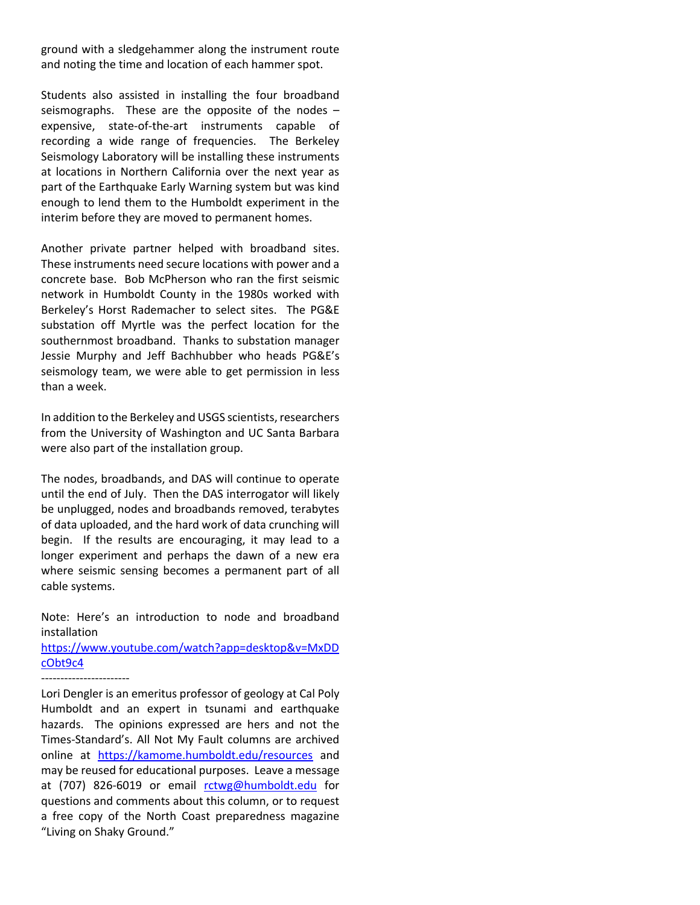ground with a sledgehammer along the instrument route and noting the time and location of each hammer spot.

Students also assisted in installing the four broadband seismographs. These are the opposite of the nodes – expensive, state-of-the-art instruments capable of recording a wide range of frequencies. The Berkeley Seismology Laboratory will be installing these instruments at locations in Northern California over the next year as part of the Earthquake Early Warning system but was kind enough to lend them to the Humboldt experiment in the interim before they are moved to permanent homes.

Another private partner helped with broadband sites. These instruments need secure locations with power and a concrete base. Bob McPherson who ran the first seismic network in Humboldt County in the 1980s worked with Berkeley's Horst Rademacher to select sites. The PG&E substation off Myrtle was the perfect location for the southernmost broadband. Thanks to substation manager Jessie Murphy and Jeff Bachhubber who heads PG&E's seismology team, we were able to get permission in less than a week.

In addition to the Berkeley and USGS scientists, researchers from the University of Washington and UC Santa Barbara were also part of the installation group.

The nodes, broadbands, and DAS will continue to operate until the end of July. Then the DAS interrogator will likely be unplugged, nodes and broadbands removed, terabytes of data uploaded, and the hard work of data crunching will begin. If the results are encouraging, it may lead to a longer experiment and perhaps the dawn of a new era where seismic sensing becomes a permanent part of all cable systems.

Note: Here's an introduction to node and broadband installation
[https://www.youtube.com/watch?app=desktop&v=MxDDcObt9c4](https://www.youtube.com/watch?app=desktop&v=MxDDcObt9c4)

-----------------------

Lori Dengler is an emeritus professor of geology at Cal Poly Humboldt and an expert in tsunami and earthquake hazards. The opinions expressed are hers and not the Times-Standard's. All Not My Fault columns are archived online at [https://kamome.humboldt.edu/resources](https://kamome.humboldt.edu/resources) and may be reused for educational purposes. Leave a message at (707) 826-6019 or email [rctwg@humboldt.edu](mailto:rctwg@humboldt.edu) for questions and comments about this column, or to request a free copy of the North Coast preparedness magazine "Living on Shaky Ground."